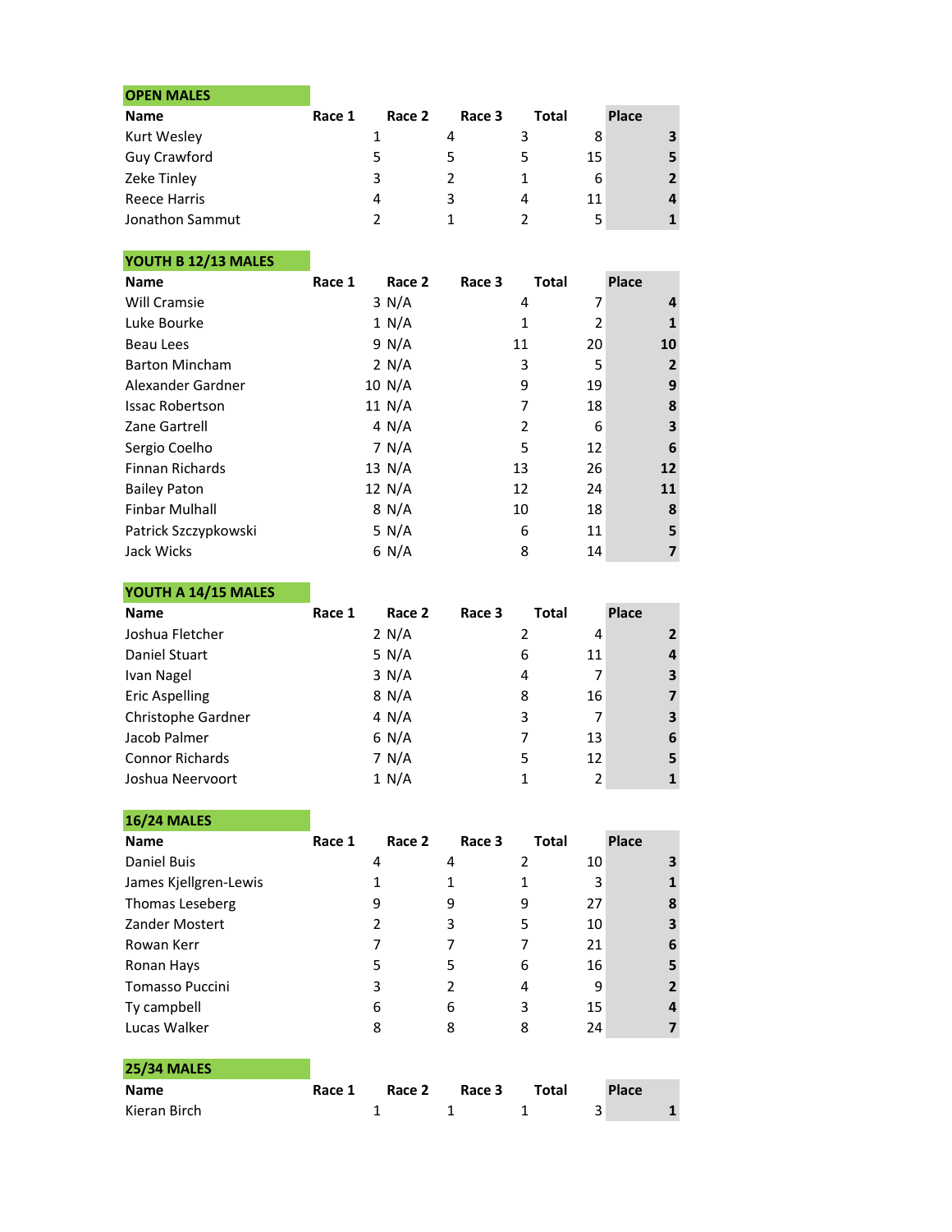## OPEN MALES

| Name | Race 1 | Race 2 | Race 3 | Total | Place |
|---|---|---|---|---|---|
| Kurt Wesley | 1 | 4 | 3 | 8 | 3 |
| Guy Crawford | 5 | 5 | 5 | 15 | 5 |
| Zeke Tinley | 3 | 2 | 1 | 6 | 2 |
| Reece Harris | 4 | 3 | 4 | 11 | 4 |
| Jonathon Sammut | 2 | 1 | 2 | 5 | 1 |

## YOUTH B 12/13 MALES

| Name | Race 1 | Race 2 | Race 3 | Total | Place |
|---|---|---|---|---|---|
| Will Cramsie | 3 | N/A | 4 | 7 | 4 |
| Luke Bourke | 1 | N/A | 1 | 2 | 1 |
| Beau Lees | 9 | N/A | 11 | 20 | 10 |
| Barton Mincham | 2 | N/A | 3 | 5 | 2 |
| Alexander Gardner | 10 | N/A | 9 | 19 | 9 |
| Issac Robertson | 11 | N/A | 7 | 18 | 8 |
| Zane Gartrell | 4 | N/A | 2 | 6 | 3 |
| Sergio Coelho | 7 | N/A | 5 | 12 | 6 |
| Finnan Richards | 13 | N/A | 13 | 26 | 12 |
| Bailey Paton | 12 | N/A | 12 | 24 | 11 |
| Finbar Mulhall | 8 | N/A | 10 | 18 | 8 |
| Patrick Szczypkowski | 5 | N/A | 6 | 11 | 5 |
| Jack Wicks | 6 | N/A | 8 | 14 | 7 |

## YOUTH A 14/15 MALES

| Name | Race 1 | Race 2 | Race 3 | Total | Place |
|---|---|---|---|---|---|
| Joshua Fletcher | 2 | N/A | 2 | 4 | 2 |
| Daniel Stuart | 5 | N/A | 6 | 11 | 4 |
| Ivan Nagel | 3 | N/A | 4 | 7 | 3 |
| Eric Aspelling | 8 | N/A | 8 | 16 | 7 |
| Christophe Gardner | 4 | N/A | 3 | 7 | 3 |
| Jacob Palmer | 6 | N/A | 7 | 13 | 6 |
| Connor Richards | 7 | N/A | 5 | 12 | 5 |
| Joshua Neervoort | 1 | N/A | 1 | 2 | 1 |

## 16/24 MALES

| Name | Race 1 | Race 2 | Race 3 | Total | Place |
|---|---|---|---|---|---|
| Daniel Buis | 4 | 4 | 2 | 10 | 3 |
| James Kjellgren-Lewis | 1 | 1 | 1 | 3 | 1 |
| Thomas Leseberg | 9 | 9 | 9 | 27 | 8 |
| Zander Mostert | 2 | 3 | 5 | 10 | 3 |
| Rowan Kerr | 7 | 7 | 7 | 21 | 6 |
| Ronan Hays | 5 | 5 | 6 | 16 | 5 |
| Tomasso Puccini | 3 | 2 | 4 | 9 | 2 |
| Ty campbell | 6 | 6 | 3 | 15 | 4 |
| Lucas Walker | 8 | 8 | 8 | 24 | 7 |

## 25/34 MALES

| Name | Race 1 | Race 2 | Race 3 | Total | Place |
|---|---|---|---|---|---|
| Kieran Birch | 1 | 1 | 1 | 3 | 1 |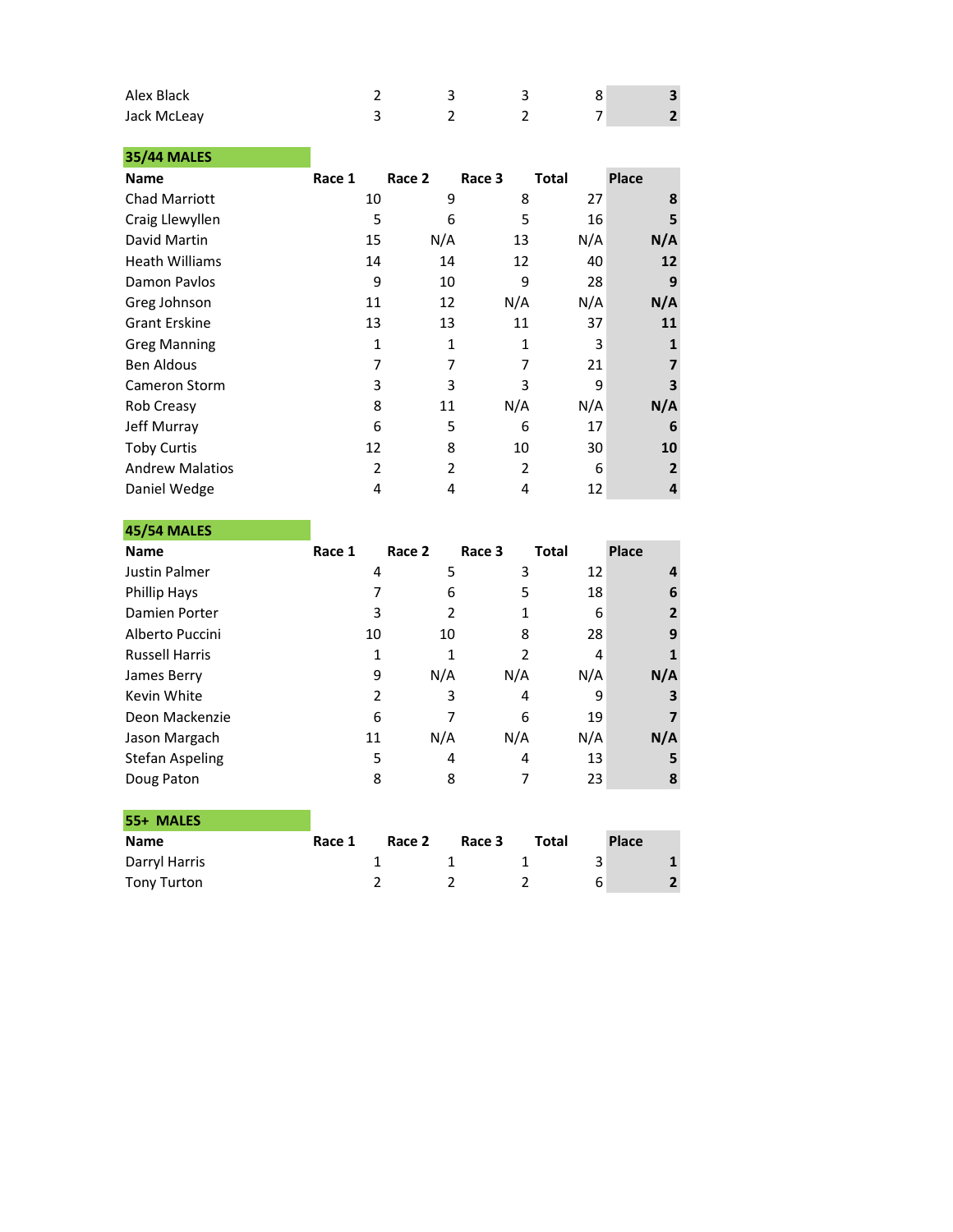| | | | | | |
|---|---|---|---|---|---|
| Alex Black | 2 | 3 | 3 | 8 | **3** |
| Jack McLeay | 3 | 2 | 2 | 7 | **2** |

**35/44 MALES**

| Name | Race 1 | Race 2 | Race 3 | Total | Place |
|---|---|---|---|---|---|
| Chad Marriott | 10 | 9 | 8 | 27 | **8** |
| Craig Llewyllen | 5 | 6 | 5 | 16 | **5** |
| David Martin | 15 | N/A | 13 | N/A | **N/A** |
| Heath Williams | 14 | 14 | 12 | 40 | **12** |
| Damon Pavlos | 9 | 10 | 9 | 28 | **9** |
| Greg Johnson | 11 | 12 | N/A | N/A | **N/A** |
| Grant Erskine | 13 | 13 | 11 | 37 | **11** |
| Greg Manning | 1 | 1 | 1 | 3 | **1** |
| Ben Aldous | 7 | 7 | 7 | 21 | **7** |
| Cameron Storm | 3 | 3 | 3 | 9 | **3** |
| Rob Creasy | 8 | 11 | N/A | N/A | **N/A** |
| Jeff Murray | 6 | 5 | 6 | 17 | **6** |
| Toby Curtis | 12 | 8 | 10 | 30 | **10** |
| Andrew Malatios | 2 | 2 | 2 | 6 | **2** |
| Daniel Wedge | 4 | 4 | 4 | 12 | **4** |

**45/54 MALES**

| Name | Race 1 | Race 2 | Race 3 | Total | Place |
|---|---|---|---|---|---|
| Justin Palmer | 4 | 5 | 3 | 12 | **4** |
| Phillip Hays | 7 | 6 | 5 | 18 | **6** |
| Damien Porter | 3 | 2 | 1 | 6 | **2** |
| Alberto Puccini | 10 | 10 | 8 | 28 | **9** |
| Russell Harris | 1 | 1 | 2 | 4 | **1** |
| James Berry | 9 | N/A | N/A | N/A | **N/A** |
| Kevin White | 2 | 3 | 4 | 9 | **3** |
| Deon Mackenzie | 6 | 7 | 6 | 19 | **7** |
| Jason Margach | 11 | N/A | N/A | N/A | **N/A** |
| Stefan Aspeling | 5 | 4 | 4 | 13 | **5** |
| Doug Paton | 8 | 8 | 7 | 23 | **8** |

**55+ MALES**

| Name | Race 1 | Race 2 | Race 3 | Total | Place |
|---|---|---|---|---|---|
| Darryl Harris | 1 | 1 | 1 | 3 | **1** |
| Tony Turton | 2 | 2 | 2 | 6 | **2** |